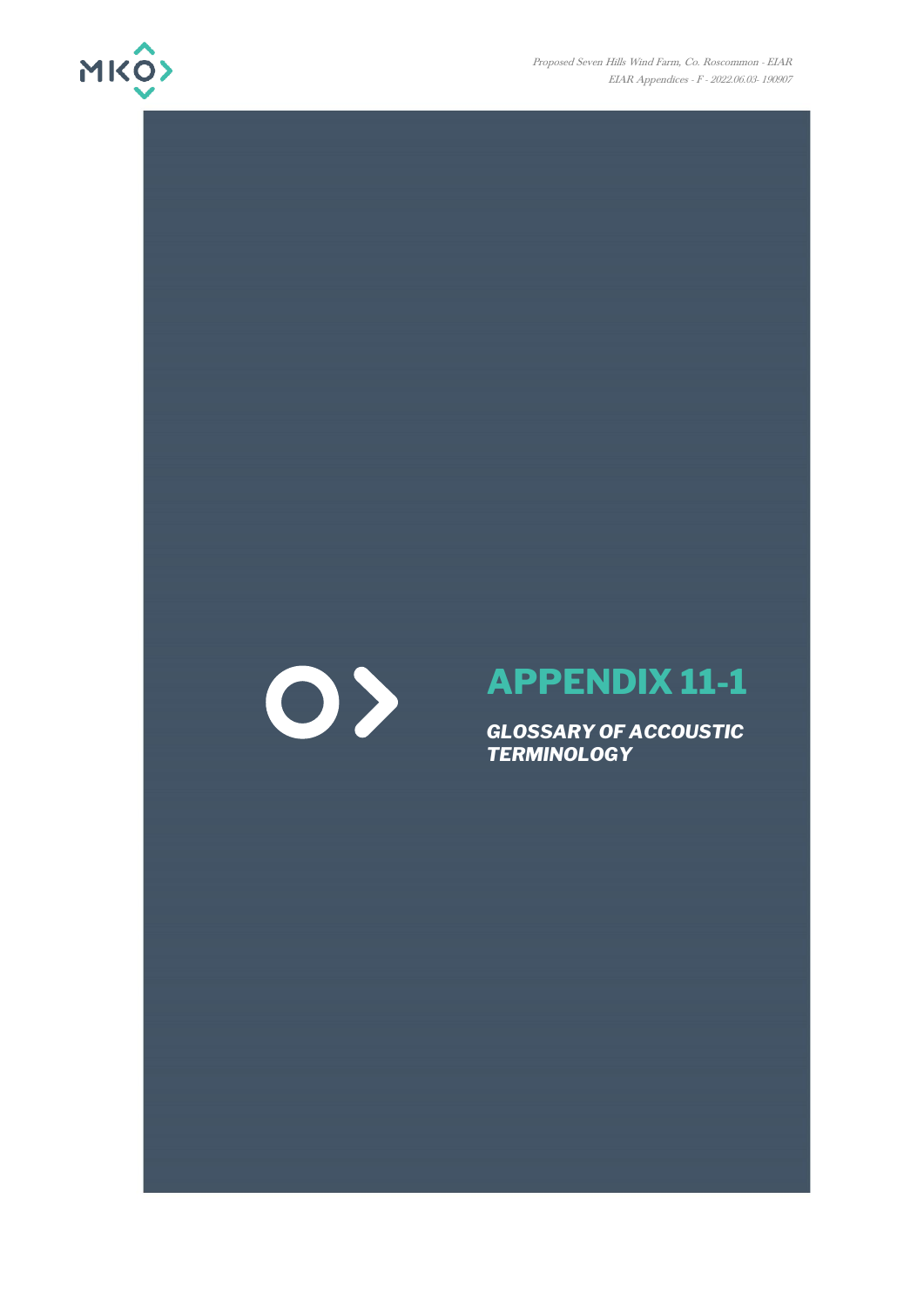# APPENDIX 11-1

***GLOSSARY OF ACCOUSTIC TERMINOLOGY***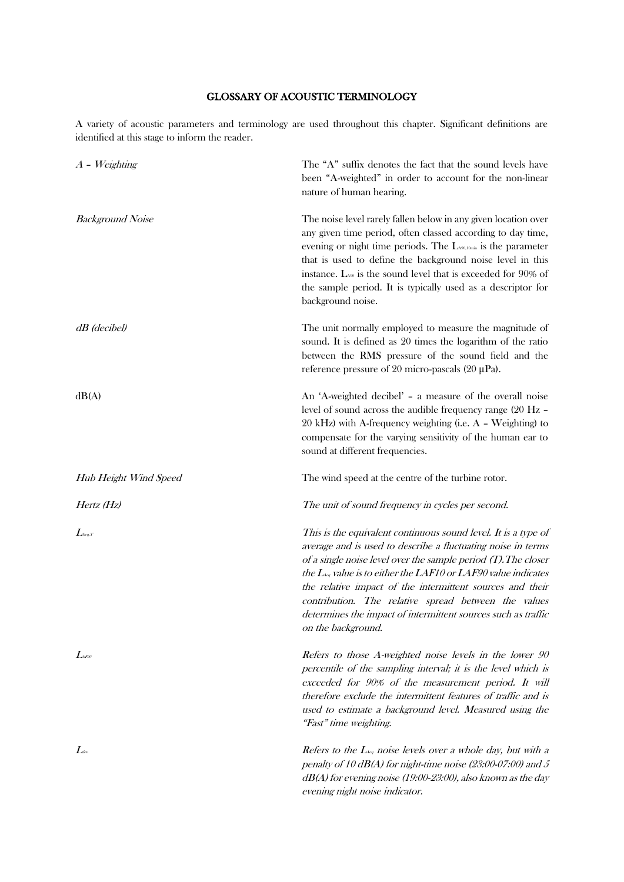## GLOSSARY OF ACOUSTIC TERMINOLOGY

A variety of acoustic parameters and terminology are used throughout this chapter. Significant definitions are identified at this stage to inform the reader.

| Term | Definition |
| --- | --- |
| *A – Weighting* | The "A" suffix denotes the fact that the sound levels have been "A-weighted" in order to account for the non-linear nature of human hearing. |
| *Background Noise* | The noise level rarely fallen below in any given location over any given time period, often classed according to day time, evening or night time periods. The $L_{A90,10min}$ is the parameter that is used to define the background noise level in this instance. $L_{A90}$ is the sound level that is exceeded for 90% of the sample period. It is typically used as a descriptor for background noise. |
| *dB (decibel)* | The unit normally employed to measure the magnitude of sound. It is defined as 20 times the logarithm of the ratio between the RMS pressure of the sound field and the reference pressure of 20 micro-pascals (20 µPa). |
| dB(A) | An 'A-weighted decibel' – a measure of the overall noise level of sound across the audible frequency range (20 Hz – 20 kHz) with A-frequency weighting (i.e. A – Weighting) to compensate for the varying sensitivity of the human ear to sound at different frequencies. |
| *Hub Height Wind Speed* | The wind speed at the centre of the turbine rotor. |
| *Hertz (Hz)* | *The unit of sound frequency in cycles per second.* |
| $L_{Aeq,T}$ | *This is the equivalent continuous sound level. It is a type of average and is used to describe a fluctuating noise in terms of a single noise level over the sample period (T).The closer the $L_{Aeq}$ value is to either the LAF10 or LAF90 value indicates the relative impact of the intermittent sources and their contribution. The relative spread between the values determines the impact of intermittent sources such as traffic on the background.* |
| $L_{AF90}$ | *Refers to those A-weighted noise levels in the lower 90 percentile of the sampling interval; it is the level which is exceeded for 90% of the measurement period. It will therefore exclude the intermittent features of traffic and is used to estimate a background level. Measured using the "Fast" time weighting.* |
| $L_{den}$ | *Refers to the $L_{Aeq}$ noise levels over a whole day, but with a penalty of 10 dB(A) for night-time noise (23:00-07:00) and 5 dB(A) for evening noise (19:00-23:00), also known as the day evening night noise indicator.* |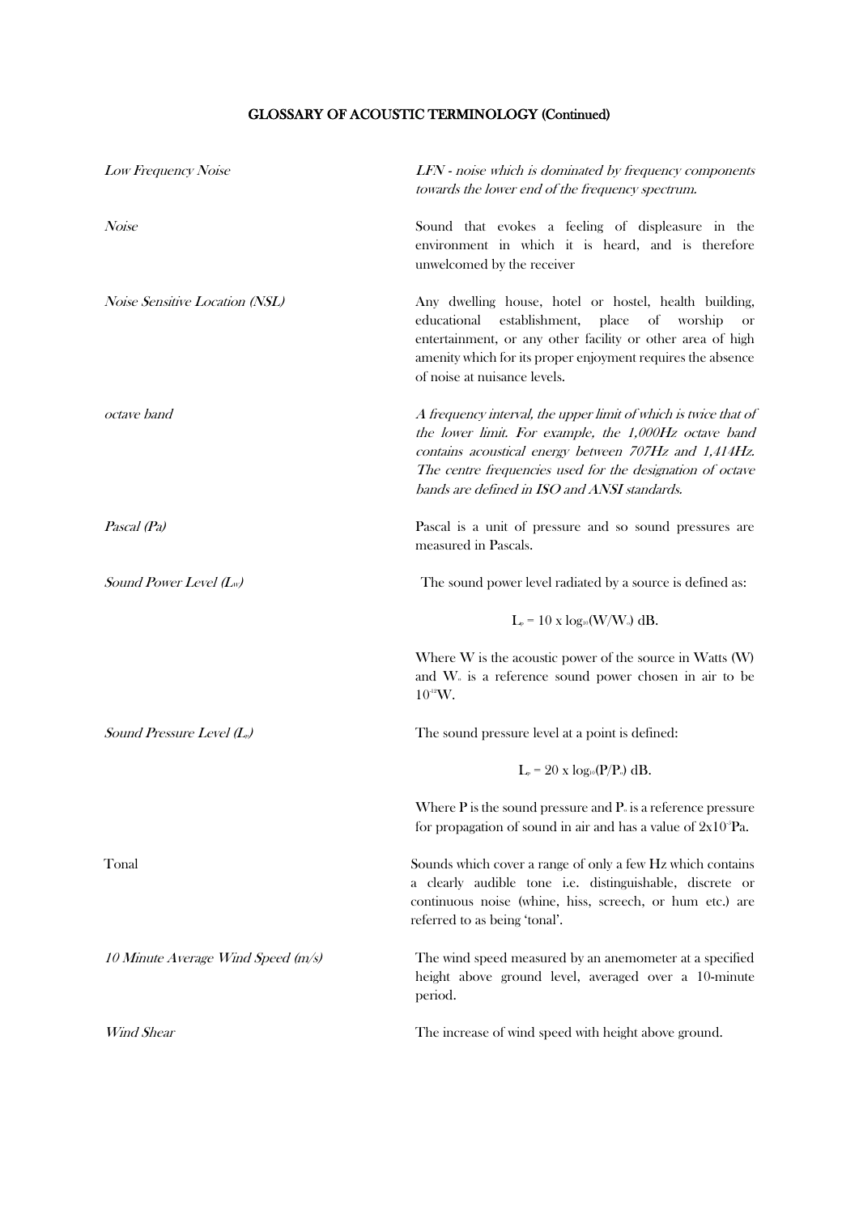# GLOSSARY OF ACOUSTIC TERMINOLOGY (Continued)

| | |
|---|---|
| *Low Frequency Noise* | *LFN - noise which is dominated by frequency components towards the lower end of the frequency spectrum.* |
| *Noise* | Sound that evokes a feeling of displeasure in the environment in which it is heard, and is therefore unwelcomed by the receiver |
| *Noise Sensitive Location (NSL)* | Any dwelling house, hotel or hostel, health building, educational establishment, place of worship or entertainment, or any other facility or other area of high amenity which for its proper enjoyment requires the absence of noise at nuisance levels. |
| *octave band* | *A frequency interval, the upper limit of which is twice that of the lower limit. For example, the 1,000Hz octave band contains acoustical energy between 707Hz and 1,414Hz. The centre frequencies used for the designation of octave bands are defined in ISO and ANSI standards.* |
| *Pascal (Pa)* | Pascal is a unit of pressure and so sound pressures are measured in Pascals. |
| *Sound Power Level ($L_W$)* | The sound power level radiated by a source is defined as: $L_w = 10 \times \log_{10}(W/W_o)$ dB. Where W is the acoustic power of the source in Watts (W) and $W_o$ is a reference sound power chosen in air to be $10^{-12}$W. |
| *Sound Pressure Level ($L_p$)* | The sound pressure level at a point is defined: $L_p = 20 \times \log_{10}(P/P_o)$ dB. Where P is the sound pressure and $P_o$ is a reference pressure for propagation of sound in air and has a value of $2 \times 10^{-5}$Pa. |
| Tonal | Sounds which cover a range of only a few Hz which contains a clearly audible tone i.e. distinguishable, discrete or continuous noise (whine, hiss, screech, or hum etc.) are referred to as being 'tonal'. |
| *10 Minute Average Wind Speed (m/s)* | The wind speed measured by an anemometer at a specified height above ground level, averaged over a 10-minute period. |
| *Wind Shear* | The increase of wind speed with height above ground. |